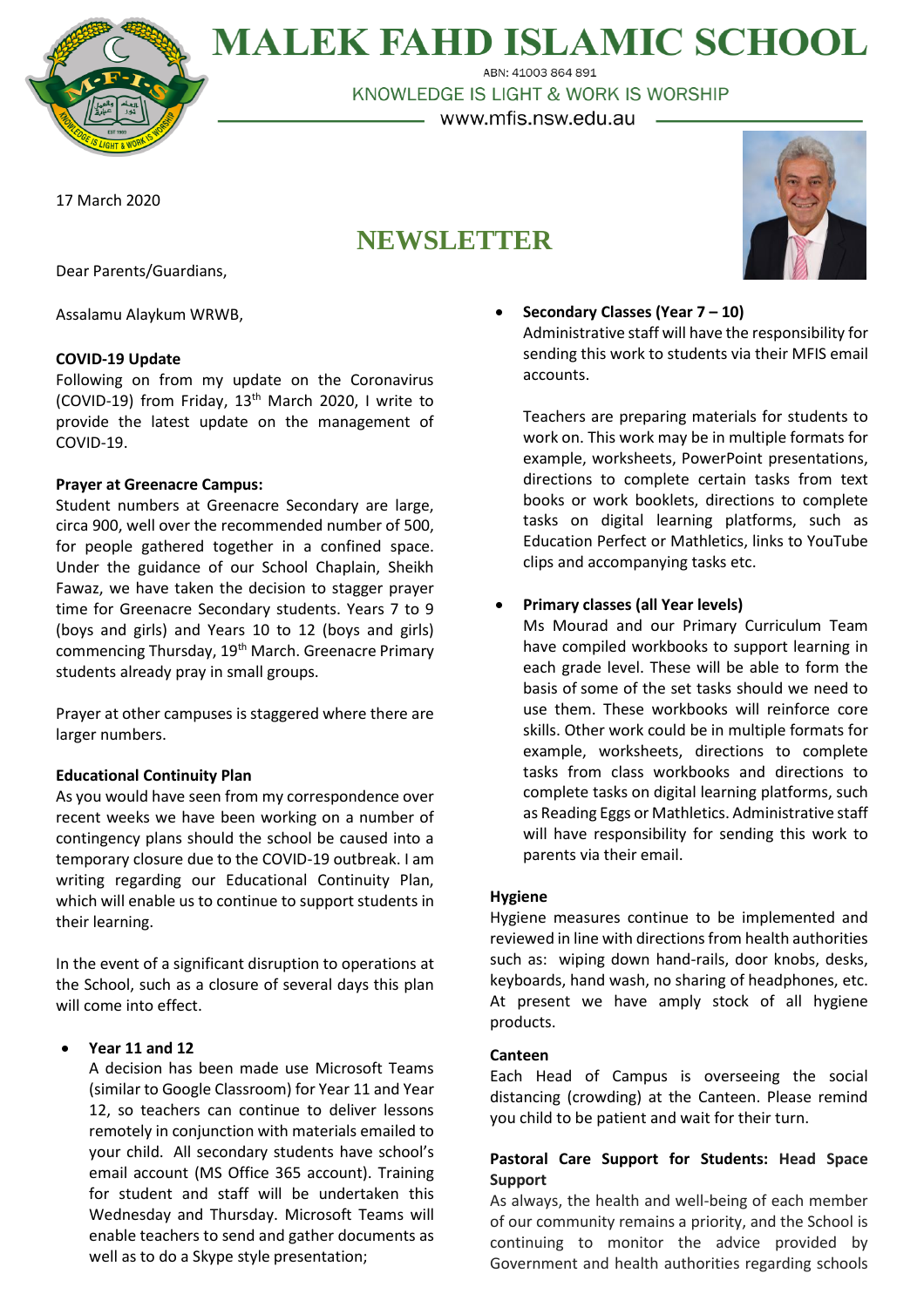# MALEK FAHD ISLAMIC SCHOOL

ABN: 41003 864 891

KNOWLEDGE IS LIGHT & WORK IS WORSHIP

www.mfis.nsw.edu.au

17 March 2020

## NEWSLETTER

Dear Parents/Guardians,

Assalamu Alaykum WRWB,

**COVID-19 Update**

Following on from my update on the Coronavirus (COVID-19) from Friday, 13th March 2020, I write to provide the latest update on the management of COVID-19.

**Prayer at Greenacre Campus:**

Student numbers at Greenacre Secondary are large, circa 900, well over the recommended number of 500, for people gathered together in a confined space. Under the guidance of our School Chaplain, Sheikh Fawaz, we have taken the decision to stagger prayer time for Greenacre Secondary students. Years 7 to 9 (boys and girls) and Years 10 to 12 (boys and girls) commencing Thursday, 19th March. Greenacre Primary students already pray in small groups.

Prayer at other campuses is staggered where there are larger numbers.

**Educational Continuity Plan**

As you would have seen from my correspondence over recent weeks we have been working on a number of contingency plans should the school be caused into a temporary closure due to the COVID-19 outbreak. I am writing regarding our Educational Continuity Plan, which will enable us to continue to support students in their learning.

In the event of a significant disruption to operations at the School, such as a closure of several days this plan will come into effect.

- **Year 11 and 12**
  A decision has been made use Microsoft Teams (similar to Google Classroom) for Year 11 and Year 12, so teachers can continue to deliver lessons remotely in conjunction with materials emailed to your child. All secondary students have school's email account (MS Office 365 account). Training for student and staff will be undertaken this Wednesday and Thursday. Microsoft Teams will enable teachers to send and gather documents as well as to do a Skype style presentation;

- **Secondary Classes (Year 7 – 10)**
  Administrative staff will have the responsibility for sending this work to students via their MFIS email accounts.

  Teachers are preparing materials for students to work on. This work may be in multiple formats for example, worksheets, PowerPoint presentations, directions to complete certain tasks from text books or work booklets, directions to complete tasks on digital learning platforms, such as Education Perfect or Mathletics, links to YouTube clips and accompanying tasks etc.

- **Primary classes (all Year levels)**
  Ms Mourad and our Primary Curriculum Team have compiled workbooks to support learning in each grade level. These will be able to form the basis of some of the set tasks should we need to use them. These workbooks will reinforce core skills. Other work could be in multiple formats for example, worksheets, directions to complete tasks from class workbooks and directions to complete tasks on digital learning platforms, such as Reading Eggs or Mathletics. Administrative staff will have responsibility for sending this work to parents via their email.

**Hygiene**

Hygiene measures continue to be implemented and reviewed in line with directions from health authorities such as: wiping down hand-rails, door knobs, desks, keyboards, hand wash, no sharing of headphones, etc. At present we have amply stock of all hygiene products.

**Canteen**

Each Head of Campus is overseeing the social distancing (crowding) at the Canteen. Please remind you child to be patient and wait for their turn.

**Pastoral Care Support for Students: Head Space Support**

As always, the health and well-being of each member of our community remains a priority, and the School is continuing to monitor the advice provided by Government and health authorities regarding schools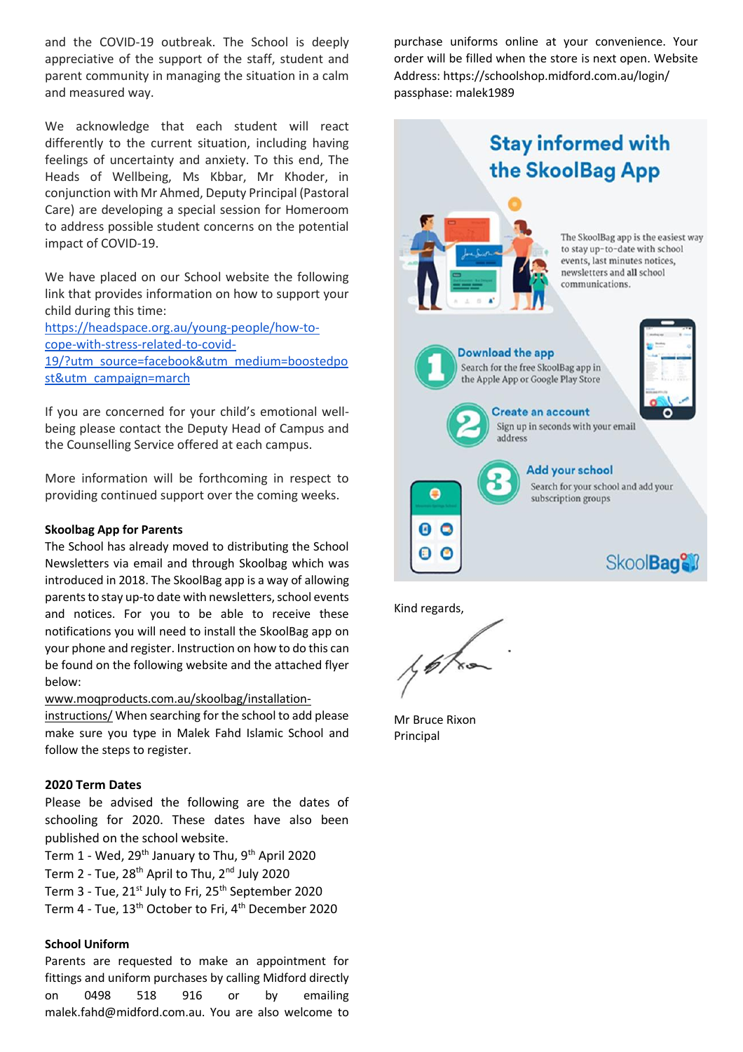and the COVID-19 outbreak. The School is deeply appreciative of the support of the staff, student and parent community in managing the situation in a calm and measured way.

We acknowledge that each student will react differently to the current situation, including having feelings of uncertainty and anxiety. To this end, The Heads of Wellbeing, Ms Kbbar, Mr Khoder, in conjunction with Mr Ahmed, Deputy Principal (Pastoral Care) are developing a special session for Homeroom to address possible student concerns on the potential impact of COVID-19.

We have placed on our School website the following link that provides information on how to support your child during this time:
https://headspace.org.au/young-people/how-to-cope-with-stress-related-to-covid-19/?utm_source=facebook&utm_medium=boostedpost&utm_campaign=march

If you are concerned for your child's emotional well-being please contact the Deputy Head of Campus and the Counselling Service offered at each campus.

More information will be forthcoming in respect to providing continued support over the coming weeks.

**Skoolbag App for Parents**

The School has already moved to distributing the School Newsletters via email and through Skoolbag which was introduced in 2018. The SkoolBag app is a way of allowing parents to stay up-to date with newsletters, school events and notices. For you to be able to receive these notifications you will need to install the SkoolBag app on your phone and register. Instruction on how to do this can be found on the following website and the attached flyer below:
www.moqproducts.com.au/skoolbag/installation-instructions/ When searching for the school to add please make sure you type in Malek Fahd Islamic School and follow the steps to register.

**2020 Term Dates**

Please be advised the following are the dates of schooling for 2020. These dates have also been published on the school website.
Term 1 - Wed, 29th January to Thu, 9th April 2020
Term 2 - Tue, 28th April to Thu, 2nd July 2020
Term 3 - Tue, 21st July to Fri, 25th September 2020
Term 4 - Tue, 13th October to Fri, 4th December 2020

**School Uniform**

Parents are requested to make an appointment for fittings and uniform purchases by calling Midford directly on 0498 518 916 or by emailing malek.fahd@midford.com.au. You are also welcome to purchase uniforms online at your convenience. Your order will be filled when the store is next open. Website Address: https://schoolshop.midford.com.au/login/ passphase: malek1989

**Stay informed with the SkoolBag App**

The SkoolBag app is the easiest way to stay up-to-date with school events, last minutes notices, newsletters and **all** school communications.

1. **Download the app** – Search for the free SkoolBag app in the Apple App or Google Play Store
2. **Create an account** – Sign up in seconds with your email address
3. **Add your school** – Search for your school and add your subscription groups

SkoolBag

Kind regards,

Mr Bruce Rixon
Principal